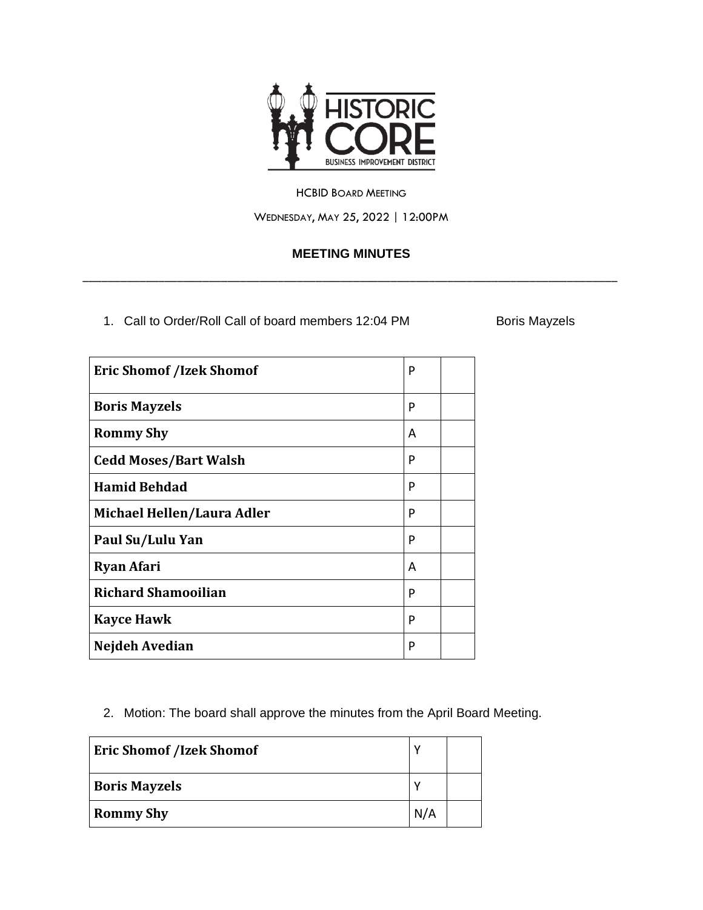HISTORIC CORE
BUSINESS IMPROVEMENT DISTRICT

HCBID BOARD MEETING

WEDNESDAY, MAY 25, 2022 | 12:00PM

**MEETING MINUTES**

---

1. Call to Order/Roll Call of board members 12:04 PM Boris Mayzels

| | | |
|---|---|---|
| **Eric Shomof /Izek Shomof** | P | |
| **Boris Mayzels** | P | |
| **Rommy Shy** | A | |
| **Cedd Moses/Bart Walsh** | P | |
| **Hamid Behdad** | P | |
| **Michael Hellen/Laura Adler** | P | |
| **Paul Su/Lulu Yan** | P | |
| **Ryan Afari** | A | |
| **Richard Shamooilian** | P | |
| **Kayce Hawk** | P | |
| **Nejdeh Avedian** | P | |

2. Motion: The board shall approve the minutes from the April Board Meeting.

| | | |
|---|---|---|
| **Eric Shomof /Izek Shomof** | Y | |
| **Boris Mayzels** | Y | |
| **Rommy Shy** | N/A | |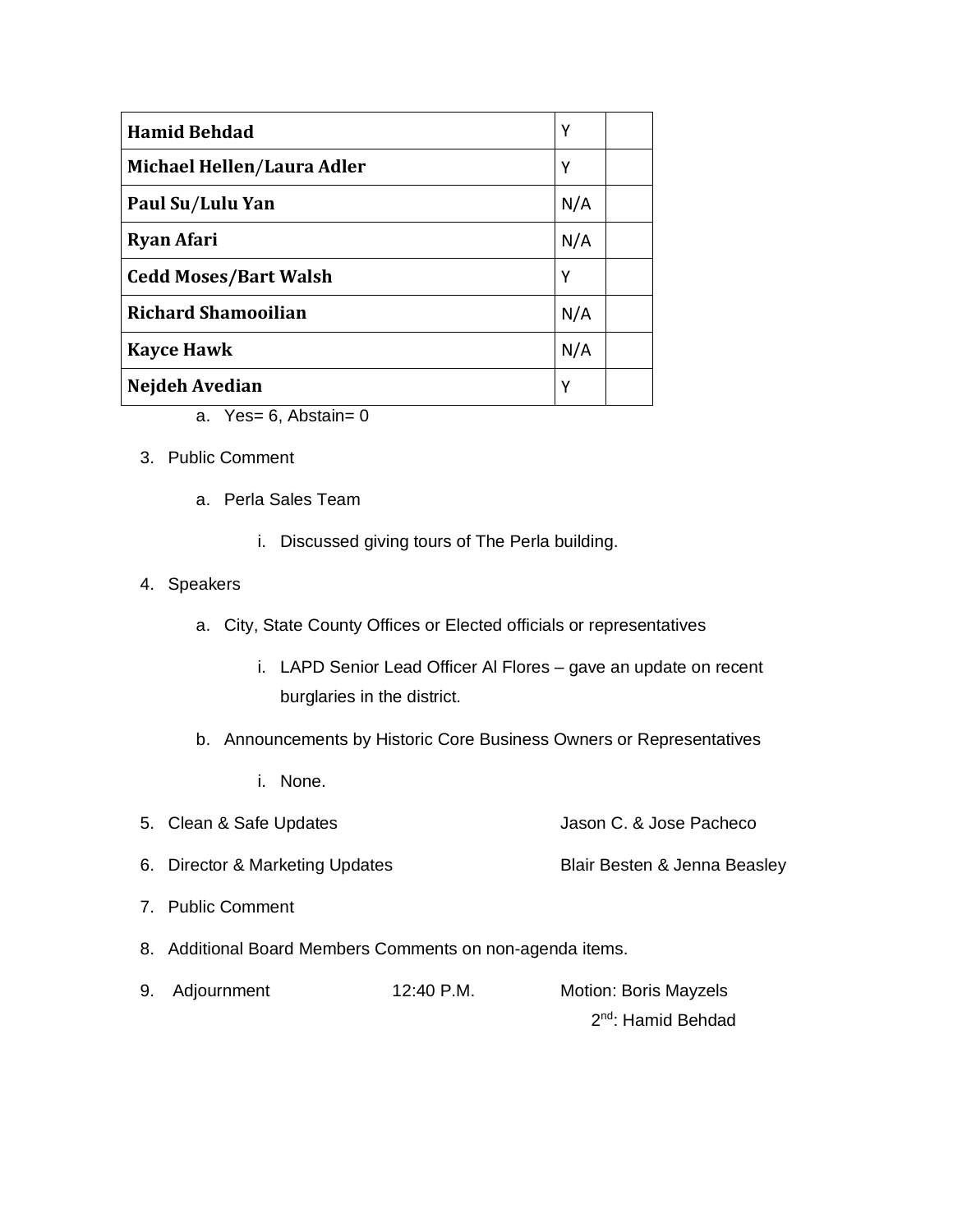| | | |
|---|---|---|
| **Hamid Behdad** | Y | |
| **Michael Hellen/Laura Adler** | Y | |
| **Paul Su/Lulu Yan** | N/A | |
| **Ryan Afari** | N/A | |
| **Cedd Moses/Bart Walsh** | Y | |
| **Richard Shamooilian** | N/A | |
| **Kayce Hawk** | N/A | |
| **Nejdeh Avedian** | Y | |

a. Yes= 6, Abstain= 0

3. Public Comment
   a. Perla Sales Team
      i. Discussed giving tours of The Perla building.
4. Speakers
   a. City, State County Offices or Elected officials or representatives
      i. LAPD Senior Lead Officer Al Flores – gave an update on recent burglaries in the district.
   b. Announcements by Historic Core Business Owners or Representatives
      i. None.
5. Clean & Safe Updates — Jason C. & Jose Pacheco
6. Director & Marketing Updates — Blair Besten & Jenna Beasley
7. Public Comment
8. Additional Board Members Comments on non-agenda items.
9. Adjournment — 12:40 P.M. — Motion: Boris Mayzels
   2nd: Hamid Behdad